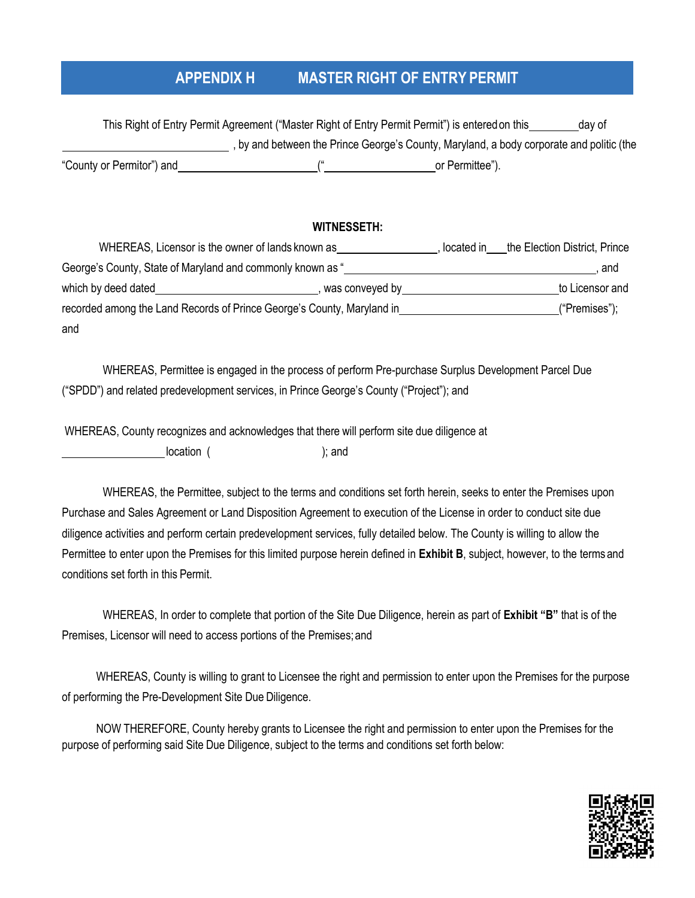# APPENDIX H MASTER RIGHT OF ENTRY PERMIT

This Right of Entry Permit Agreement ("Master Right of Entry Permit Permit") is entered on this\_\_\_\_\_\_\_\_\_day of \_\_\_\_\_\_\_\_\_\_\_\_\_\_\_\_\_\_\_\_\_\_\_\_\_\_\_\_\_\_ , by and between the Prince George's County, Maryland, a body corporate and politic (the "County or Permitor") and\_\_\_\_\_\_\_\_\_\_\_\_\_\_\_\_\_\_\_\_\_\_\_\_\_\_("\_\_\_\_\_\_\_\_\_\_\_\_\_\_\_\_\_\_\_\_\_\_or Permittee").

**WITNESSETH:**

WHEREAS, Licensor is the owner of lands known as\_\_\_\_\_\_\_\_\_\_\_\_\_\_\_\_\_\_\_, located in\_\_\_\_the Election District, Prince George's County, State of Maryland and commonly known as "\_\_\_\_\_\_\_\_\_\_\_\_\_\_\_\_\_\_\_\_\_\_\_\_\_\_\_\_\_\_\_\_\_\_\_\_\_\_\_\_\_\_\_\_\_, and which by deed dated\_\_\_\_\_\_\_\_\_\_\_\_\_\_\_\_\_\_\_\_\_\_\_\_\_\_\_\_\_\_, was conveyed by\_\_\_\_\_\_\_\_\_\_\_\_\_\_\_\_\_\_\_\_\_\_\_\_\_\_\_\_\_to Licensor and recorded among the Land Records of Prince George's County, Maryland in\_\_\_\_\_\_\_\_\_\_\_\_\_\_\_\_\_\_\_\_\_\_\_\_\_\_\_\_\_("Premises"); and

WHEREAS, Permittee is engaged in the process of perform Pre-purchase Surplus Development Parcel Due ("SPDD") and related predevelopment services, in Prince George's County ("Project"); and

WHEREAS, County recognizes and acknowledges that there will perform site due diligence at \_\_\_\_\_\_\_\_\_\_\_\_\_\_\_\_\_\_\_location ( ); and

WHEREAS, the Permittee, subject to the terms and conditions set forth herein, seeks to enter the Premises upon Purchase and Sales Agreement or Land Disposition Agreement to execution of the License in order to conduct site due diligence activities and perform certain predevelopment services, fully detailed below. The County is willing to allow the Permittee to enter upon the Premises for this limited purpose herein defined in **Exhibit B**, subject, however, to the terms and conditions set forth in this Permit.

WHEREAS, In order to complete that portion of the Site Due Diligence, herein as part of **Exhibit "B"** that is of the Premises, Licensor will need to access portions of the Premises; and

WHEREAS, County is willing to grant to Licensee the right and permission to enter upon the Premises for the purpose of performing the Pre-Development Site Due Diligence.

NOW THEREFORE, County hereby grants to Licensee the right and permission to enter upon the Premises for the purpose of performing said Site Due Diligence, subject to the terms and conditions set forth below: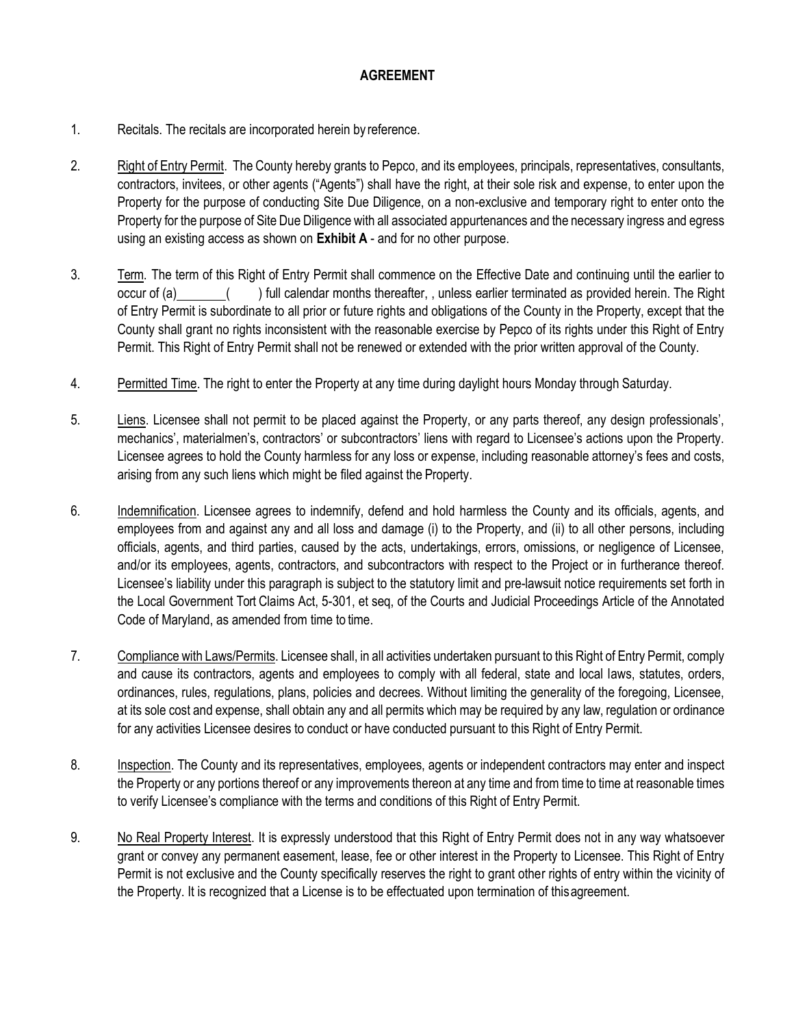## AGREEMENT

1. Recitals. The recitals are incorporated herein by reference.

2. Right of Entry Permit. The County hereby grants to Pepco, and its employees, principals, representatives, consultants, contractors, invitees, or other agents ("Agents") shall have the right, at their sole risk and expense, to enter upon the Property for the purpose of conducting Site Due Diligence, on a non-exclusive and temporary right to enter onto the Property for the purpose of Site Due Diligence with all associated appurtenances and the necessary ingress and egress using an existing access as shown on **Exhibit A** - and for no other purpose.

3. Term. The term of this Right of Entry Permit shall commence on the Effective Date and continuing until the earlier to occur of (a)________(    ) full calendar months thereafter, , unless earlier terminated as provided herein. The Right of Entry Permit is subordinate to all prior or future rights and obligations of the County in the Property, except that the County shall grant no rights inconsistent with the reasonable exercise by Pepco of its rights under this Right of Entry Permit. This Right of Entry Permit shall not be renewed or extended with the prior written approval of the County.

4. Permitted Time. The right to enter the Property at any time during daylight hours Monday through Saturday.

5. Liens. Licensee shall not permit to be placed against the Property, or any parts thereof, any design professionals', mechanics', materialmen's, contractors' or subcontractors' liens with regard to Licensee's actions upon the Property. Licensee agrees to hold the County harmless for any loss or expense, including reasonable attorney's fees and costs, arising from any such liens which might be filed against the Property.

6. Indemnification. Licensee agrees to indemnify, defend and hold harmless the County and its officials, agents, and employees from and against any and all loss and damage (i) to the Property, and (ii) to all other persons, including officials, agents, and third parties, caused by the acts, undertakings, errors, omissions, or negligence of Licensee, and/or its employees, agents, contractors, and subcontractors with respect to the Project or in furtherance thereof. Licensee's liability under this paragraph is subject to the statutory limit and pre-lawsuit notice requirements set forth in the Local Government Tort Claims Act, 5-301, et seq, of the Courts and Judicial Proceedings Article of the Annotated Code of Maryland, as amended from time to time.

7. Compliance with Laws/Permits. Licensee shall, in all activities undertaken pursuant to this Right of Entry Permit, comply and cause its contractors, agents and employees to comply with all federal, state and local laws, statutes, orders, ordinances, rules, regulations, plans, policies and decrees. Without limiting the generality of the foregoing, Licensee, at its sole cost and expense, shall obtain any and all permits which may be required by any law, regulation or ordinance for any activities Licensee desires to conduct or have conducted pursuant to this Right of Entry Permit.

8. Inspection. The County and its representatives, employees, agents or independent contractors may enter and inspect the Property or any portions thereof or any improvements thereon at any time and from time to time at reasonable times to verify Licensee's compliance with the terms and conditions of this Right of Entry Permit.

9. No Real Property Interest. It is expressly understood that this Right of Entry Permit does not in any way whatsoever grant or convey any permanent easement, lease, fee or other interest in the Property to Licensee. This Right of Entry Permit is not exclusive and the County specifically reserves the right to grant other rights of entry within the vicinity of the Property. It is recognized that a License is to be effectuated upon termination of this agreement.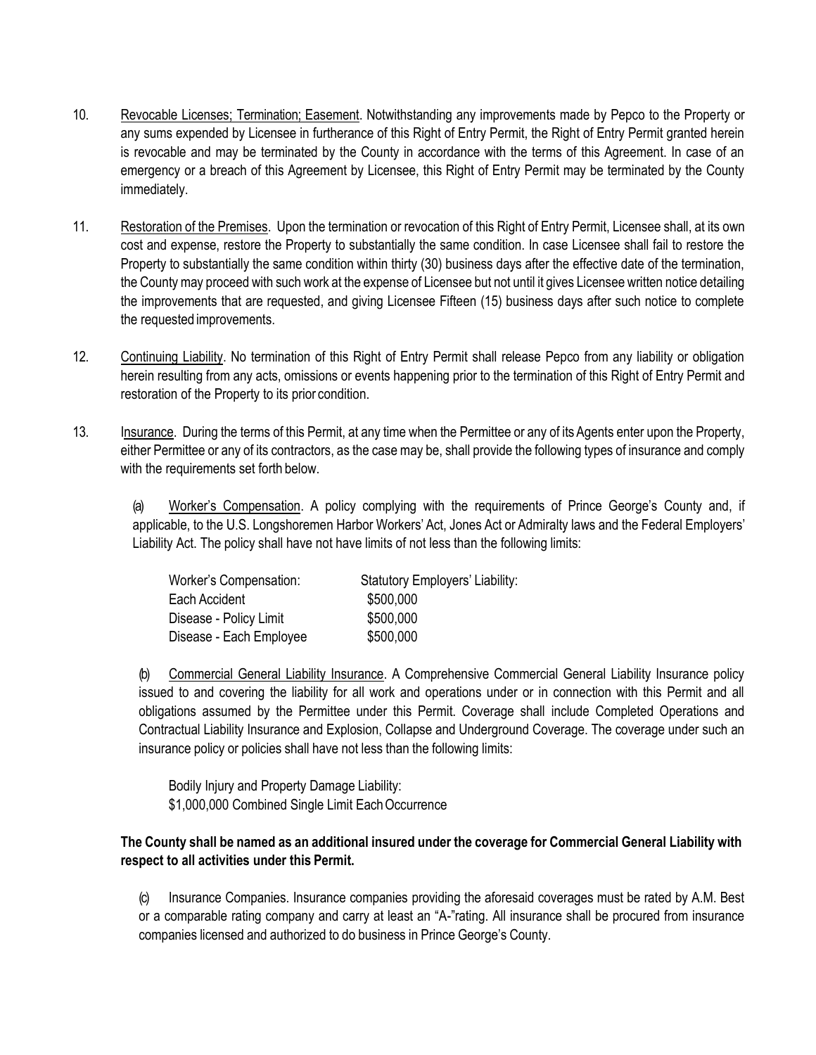10. Revocable Licenses; Termination; Easement. Notwithstanding any improvements made by Pepco to the Property or any sums expended by Licensee in furtherance of this Right of Entry Permit, the Right of Entry Permit granted herein is revocable and may be terminated by the County in accordance with the terms of this Agreement. In case of an emergency or a breach of this Agreement by Licensee, this Right of Entry Permit may be terminated by the County immediately.

11. Restoration of the Premises. Upon the termination or revocation of this Right of Entry Permit, Licensee shall, at its own cost and expense, restore the Property to substantially the same condition. In case Licensee shall fail to restore the Property to substantially the same condition within thirty (30) business days after the effective date of the termination, the County may proceed with such work at the expense of Licensee but not until it gives Licensee written notice detailing the improvements that are requested, and giving Licensee Fifteen (15) business days after such notice to complete the requested improvements.

12. Continuing Liability. No termination of this Right of Entry Permit shall release Pepco from any liability or obligation herein resulting from any acts, omissions or events happening prior to the termination of this Right of Entry Permit and restoration of the Property to its prior condition.

13. Insurance. During the terms of this Permit, at any time when the Permittee or any of its Agents enter upon the Property, either Permittee or any of its contractors, as the case may be, shall provide the following types of insurance and comply with the requirements set forth below.

   (a) Worker's Compensation. A policy complying with the requirements of Prince George's County and, if applicable, to the U.S. Longshoremen Harbor Workers' Act, Jones Act or Admiralty laws and the Federal Employers' Liability Act. The policy shall have not have limits of not less than the following limits:

   | Worker's Compensation: | Statutory Employers' Liability: |
   | --- | --- |
   | Each Accident | $500,000 |
   | Disease - Policy Limit | $500,000 |
   | Disease - Each Employee | $500,000 |

   (b) Commercial General Liability Insurance. A Comprehensive Commercial General Liability Insurance policy issued to and covering the liability for all work and operations under or in connection with this Permit and all obligations assumed by the Permittee under this Permit. Coverage shall include Completed Operations and Contractual Liability Insurance and Explosion, Collapse and Underground Coverage. The coverage under such an insurance policy or policies shall have not less than the following limits:

   Bodily Injury and Property Damage Liability:
   $1,000,000 Combined Single Limit Each Occurrence

**The County shall be named as an additional insured under the coverage for Commercial General Liability with respect to all activities under this Permit.**

   (c) Insurance Companies. Insurance companies providing the aforesaid coverages must be rated by A.M. Best or a comparable rating company and carry at least an "A-"rating. All insurance shall be procured from insurance companies licensed and authorized to do business in Prince George's County.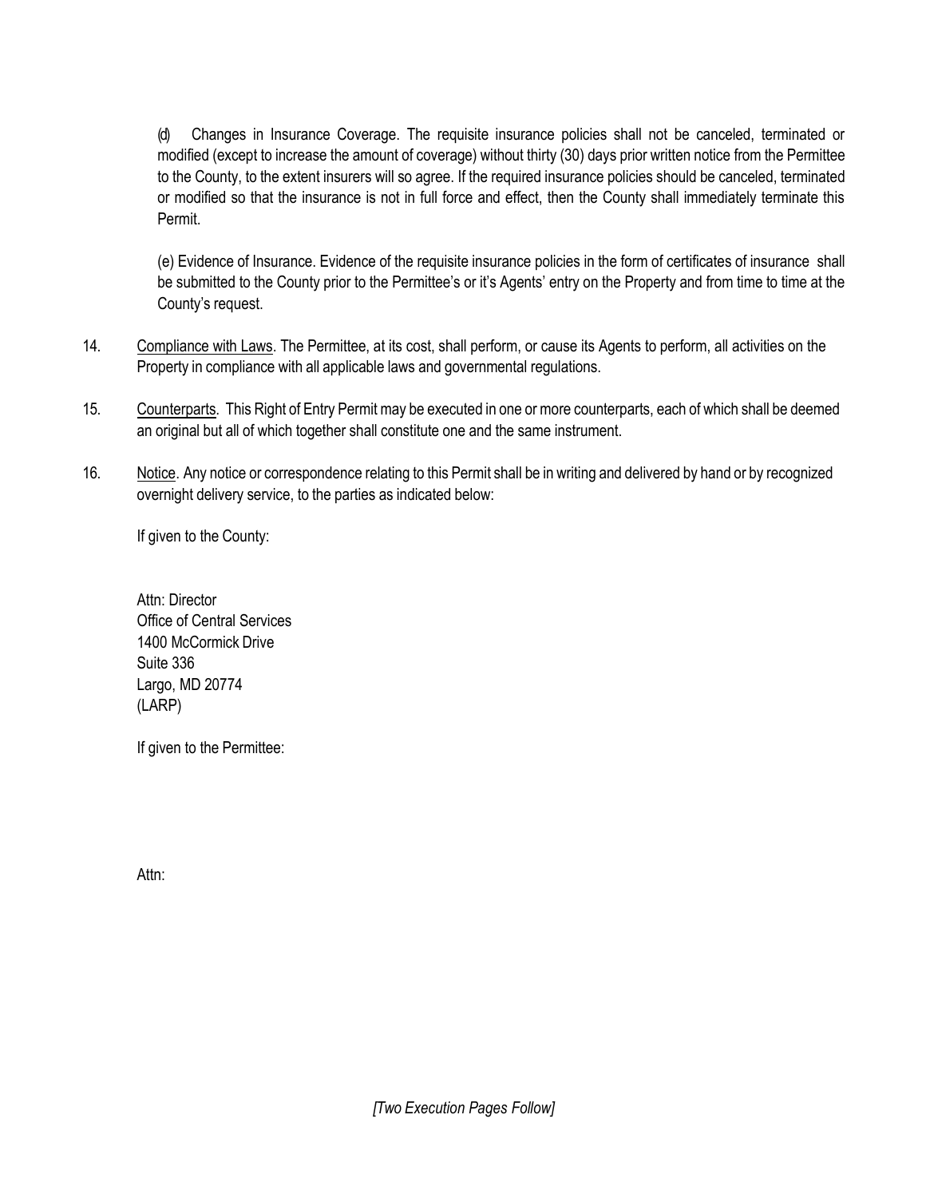(d) Changes in Insurance Coverage. The requisite insurance policies shall not be canceled, terminated or modified (except to increase the amount of coverage) without thirty (30) days prior written notice from the Permittee to the County, to the extent insurers will so agree. If the required insurance policies should be canceled, terminated or modified so that the insurance is not in full force and effect, then the County shall immediately terminate this Permit.

(e) Evidence of Insurance. Evidence of the requisite insurance policies in the form of certificates of insurance shall be submitted to the County prior to the Permittee's or it's Agents' entry on the Property and from time to time at the County's request.

14. Compliance with Laws. The Permittee, at its cost, shall perform, or cause its Agents to perform, all activities on the Property in compliance with all applicable laws and governmental regulations.

15. Counterparts. This Right of Entry Permit may be executed in one or more counterparts, each of which shall be deemed an original but all of which together shall constitute one and the same instrument.

16. Notice. Any notice or correspondence relating to this Permit shall be in writing and delivered by hand or by recognized overnight delivery service, to the parties as indicated below:

If given to the County:

Attn: Director
Office of Central Services
1400 McCormick Drive
Suite 336
Largo, MD 20774
(LARP)

If given to the Permittee:

Attn:

*[Two Execution Pages Follow]*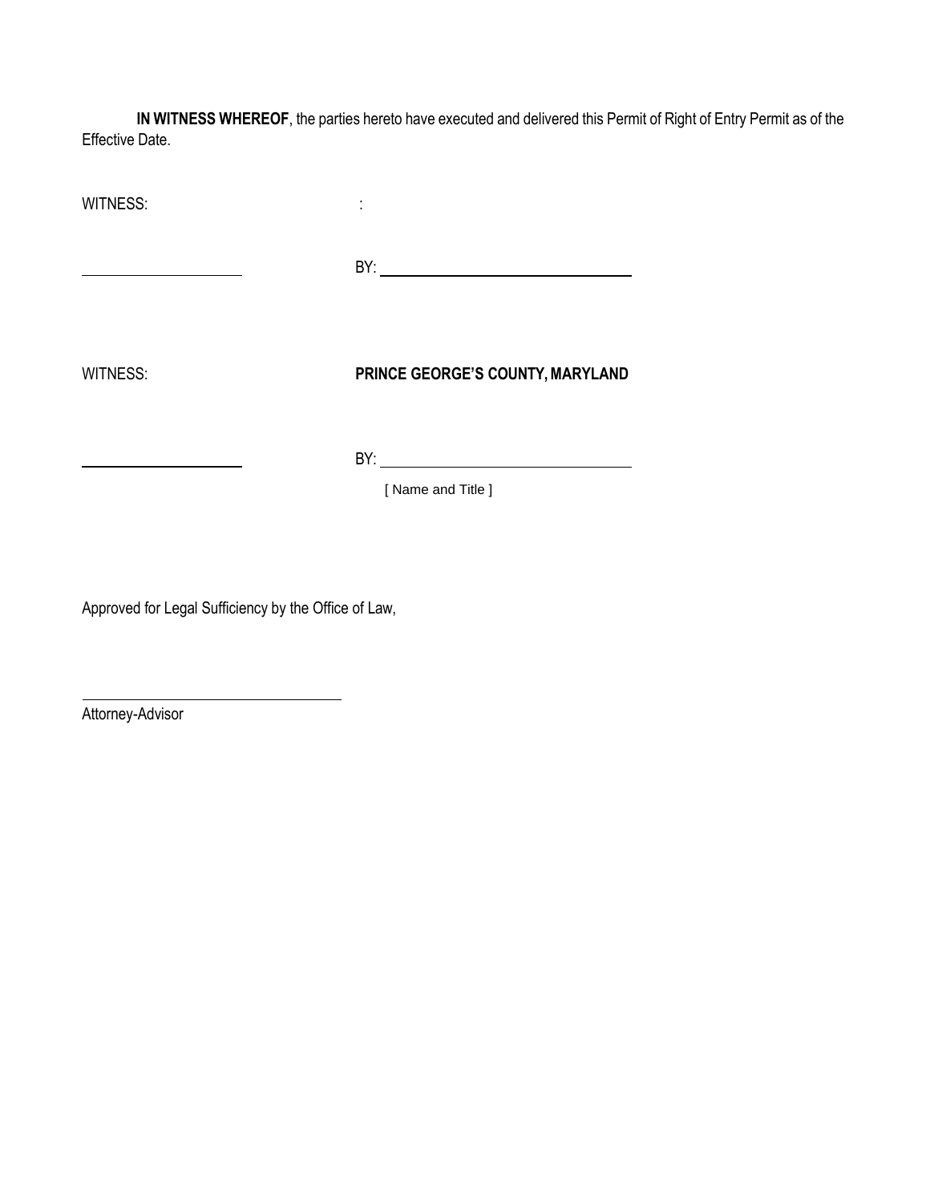**IN WITNESS WHEREOF**, the parties hereto have executed and delivered this Permit of Right of Entry Permit as of the Effective Date.

WITNESS: :

\_\_\_\_\_\_\_\_\_\_\_\_\_\_\_\_\_\_\_\_ BY: \_\_\_\_\_\_\_\_\_\_\_\_\_\_\_\_\_\_\_\_\_\_\_\_\_\_\_\_\_\_

WITNESS: **PRINCE GEORGE'S COUNTY, MARYLAND**

\_\_\_\_\_\_\_\_\_\_\_\_\_\_\_\_\_\_\_\_ BY: \_\_\_\_\_\_\_\_\_\_\_\_\_\_\_\_\_\_\_\_\_\_\_\_\_\_\_\_\_\_

[ Name and Title ]

Approved for Legal Sufficiency by the Office of Law,

\_\_\_\_\_\_\_\_\_\_\_\_\_\_\_\_\_\_\_\_\_\_\_\_\_\_\_\_\_\_

Attorney-Advisor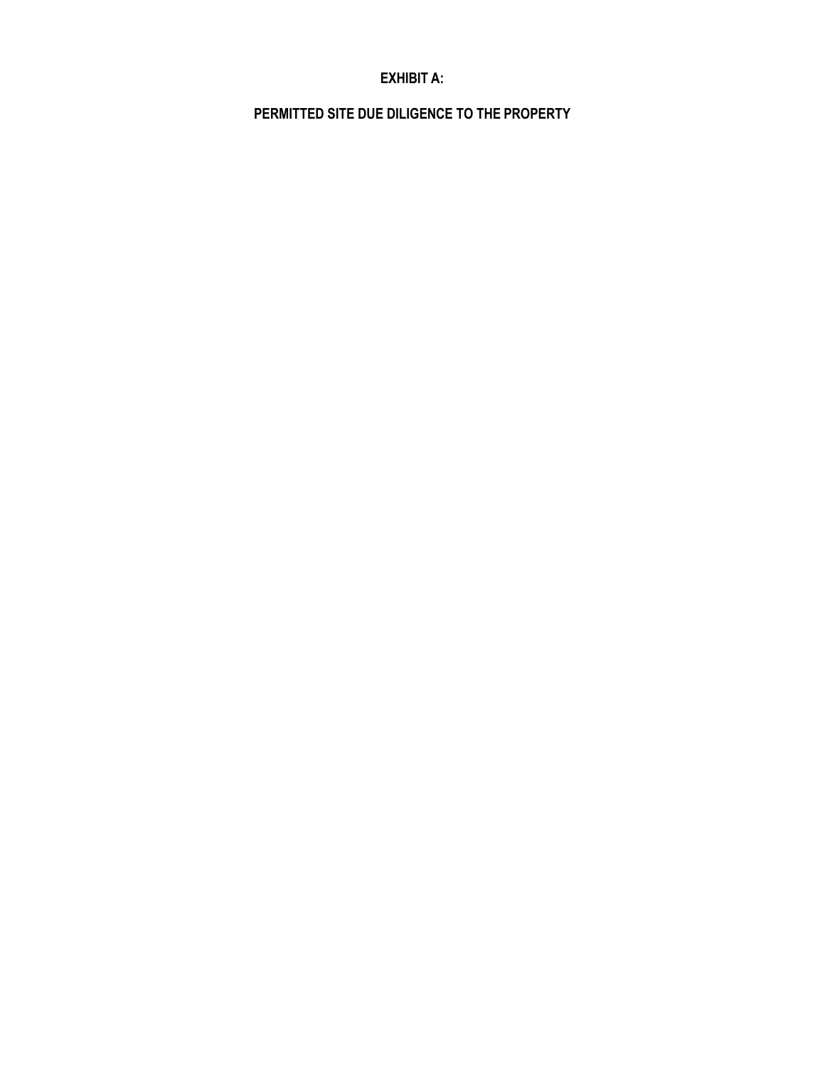# EXHIBIT A:

## PERMITTED SITE DUE DILIGENCE TO THE PROPERTY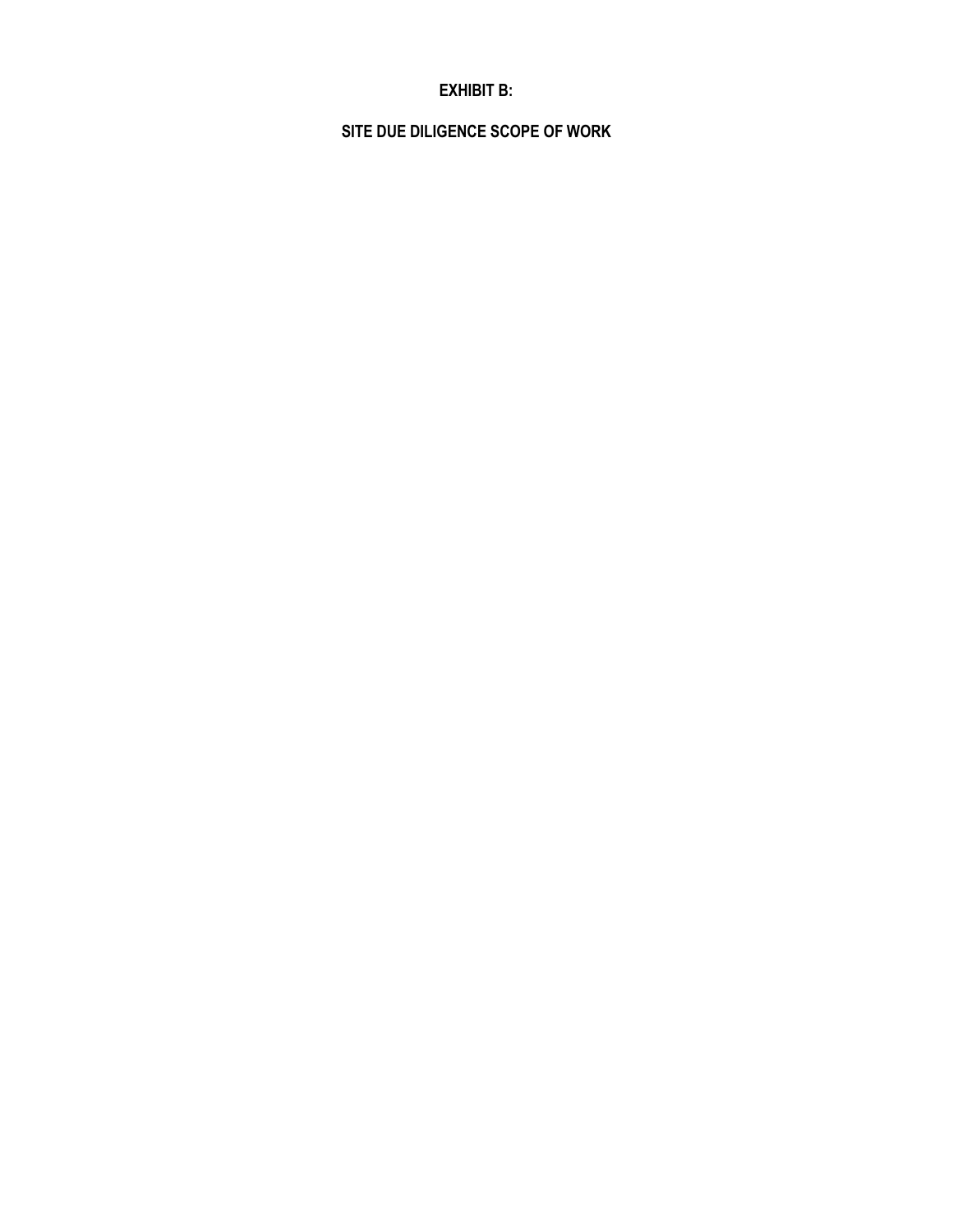# EXHIBIT B:

# SITE DUE DILIGENCE SCOPE OF WORK